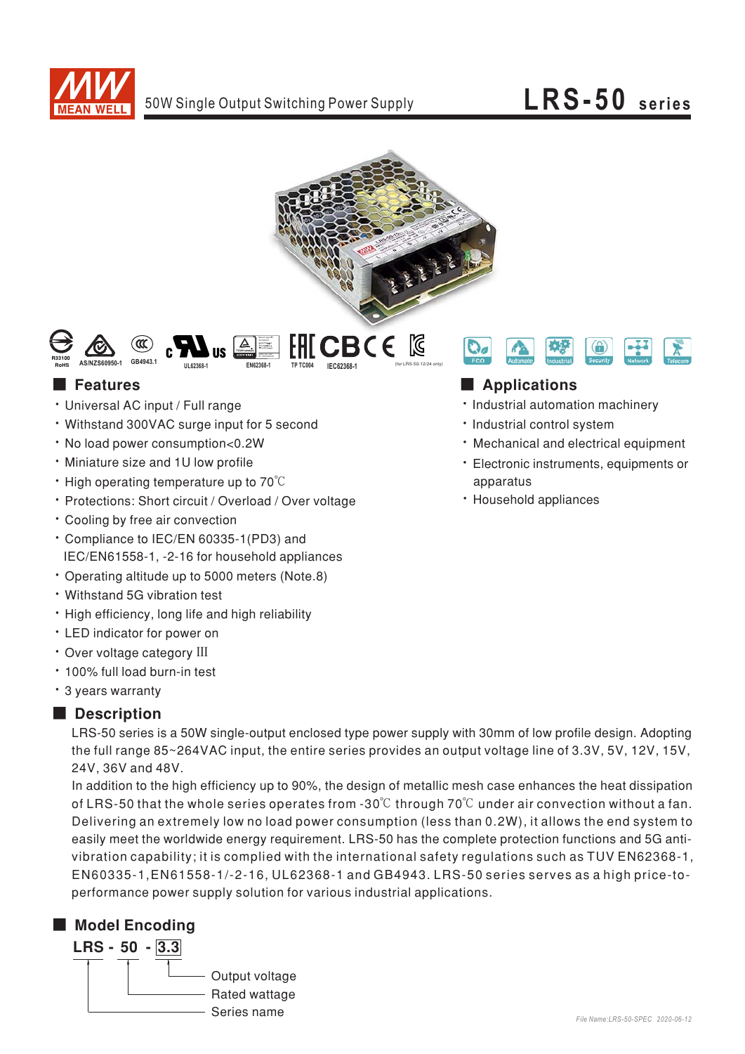# LRS-50 series

50W Single Output Switching Power Supply

## Features

- Universal AC input / Full range
- Withstand 300VAC surge input for 5 second
- No load power consumption<0.2W
- Miniature size and 1U low profile
- High operating temperature up to 70℃
- Protections: Short circuit / Overload / Over voltage
- Cooling by free air convection
- Compliance to IEC/EN 60335-1(PD3) and IEC/EN61558-1, -2-16 for household appliances
- Operating altitude up to 5000 meters (Note.8)
- Withstand 5G vibration test
- High efficiency, long life and high reliability
- LED indicator for power on
- Over voltage category III
- 100% full load burn-in test
- 3 years warranty

## Applications

- Industrial automation machinery
- Industrial control system
- Mechanical and electrical equipment
- Electronic instruments, equipments or apparatus
- Household appliances

## Description

LRS-50 series is a 50W single-output enclosed type power supply with 30mm of low profile design. Adopting the full range 85~264VAC input, the entire series provides an output voltage line of 3.3V, 5V, 12V, 15V, 24V, 36V and 48V.

In addition to the high efficiency up to 90%, the design of metallic mesh case enhances the heat dissipation of LRS-50 that the whole series operates from -30℃ through 70℃ under air convection without a fan. Delivering an extremely low no load power consumption (less than 0.2W), it allows the end system to easily meet the worldwide energy requirement. LRS-50 has the complete protection functions and 5G anti-vibration capability; it is complied with the international safety regulations such as TUV EN62368-1, EN60335-1,EN61558-1/-2-16, UL62368-1 and GB4943. LRS-50 series serves as a high price-to-performance power supply solution for various industrial applications.

## Model Encoding

**LRS - 50 - 3.3**

- 3.3: Output voltage
- 50: Rated wattage
- LRS: Series name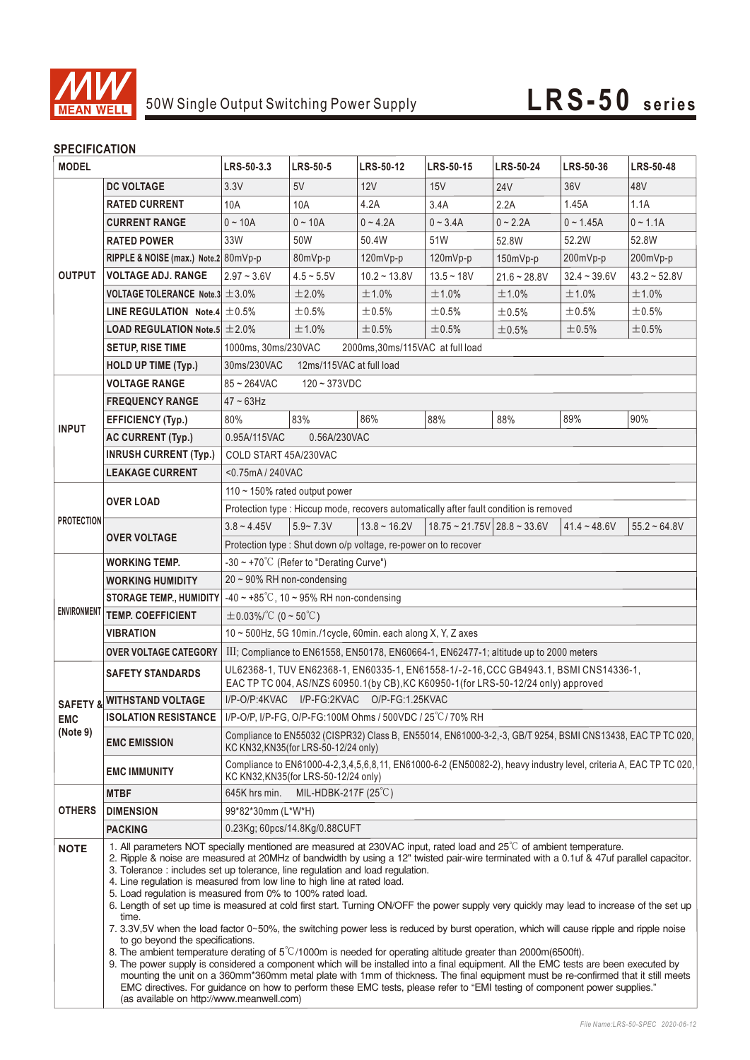# 50W Single Output Switching Power Supply — LRS-50 series

## SPECIFICATION

| MODEL | | LRS-50-3.3 | LRS-50-5 | LRS-50-12 | LRS-50-15 | LRS-50-24 | LRS-50-36 | LRS-50-48 |
|---|---|---|---|---|---|---|---|---|
| OUTPUT | DC VOLTAGE | 3.3V | 5V | 12V | 15V | 24V | 36V | 48V |
| | RATED CURRENT | 10A | 10A | 4.2A | 3.4A | 2.2A | 1.45A | 1.1A |
| | CURRENT RANGE | 0 ~ 10A | 0 ~ 10A | 0 ~ 4.2A | 0 ~ 3.4A | 0 ~ 2.2A | 0 ~ 1.45A | 0 ~ 1.1A |
| | RATED POWER | 33W | 50W | 50.4W | 51W | 52.8W | 52.2W | 52.8W |
| | RIPPLE & NOISE (max.) Note.2 | 80mVp-p | 80mVp-p | 120mVp-p | 120mVp-p | 150mVp-p | 200mVp-p | 200mVp-p |
| | VOLTAGE ADJ. RANGE | 2.97 ~ 3.6V | 4.5 ~ 5.5V | 10.2 ~ 13.8V | 13.5 ~ 18V | 21.6 ~ 28.8V | 32.4 ~ 39.6V | 43.2 ~ 52.8V |
| | VOLTAGE TOLERANCE Note.3 | ±3.0% | ±2.0% | ±1.0% | ±1.0% | ±1.0% | ±1.0% | ±1.0% |
| | LINE REGULATION Note.4 | ±0.5% | ±0.5% | ±0.5% | ±0.5% | ±0.5% | ±0.5% | ±0.5% |
| | LOAD REGULATION Note.5 | ±2.0% | ±1.0% | ±0.5% | ±0.5% | ±0.5% | ±0.5% | ±0.5% |
| | SETUP, RISE TIME | 1000ms, 30ms/230VAC 2000ms,30ms/115VAC at full load | | | | | | |
| | HOLD UP TIME (Typ.) | 30ms/230VAC 12ms/115VAC at full load | | | | | | |
| INPUT | VOLTAGE RANGE | 85 ~ 264VAC 120 ~ 373VDC | | | | | | |
| | FREQUENCY RANGE | 47 ~ 63Hz | | | | | | |
| | EFFICIENCY (Typ.) | 80% | 83% | 86% | 88% | 88% | 89% | 90% |
| | AC CURRENT (Typ.) | 0.95A/115VAC 0.56A/230VAC | | | | | | |
| | INRUSH CURRENT (Typ.) | COLD START 45A/230VAC | | | | | | |
| | LEAKAGE CURRENT | <0.75mA / 240VAC | | | | | | |
| PROTECTION | OVER LOAD | 110 ~ 150% rated output power | | | | | | |
| | | Protection type : Hiccup mode, recovers automatically after fault condition is removed | | | | | | |
| | OVER VOLTAGE | 3.8 ~ 4.45V | 5.9~ 7.3V | 13.8 ~ 16.2V | 18.75 ~ 21.75V | 28.8 ~ 33.6V | 41.4 ~ 48.6V | 55.2 ~ 64.8V |
| | | Protection type : Shut down o/p voltage, re-power on to recover | | | | | | |
| ENVIRONMENT | WORKING TEMP. | -30 ~ +70℃ (Refer to "Derating Curve") | | | | | | |
| | WORKING HUMIDITY | 20 ~ 90% RH non-condensing | | | | | | |
| | STORAGE TEMP., HUMIDITY | -40 ~ +85℃, 10 ~ 95% RH non-condensing | | | | | | |
| | TEMP. COEFFICIENT | ±0.03%/℃ (0 ~ 50℃) | | | | | | |
| | VIBRATION | 10 ~ 500Hz, 5G 10min./1cycle, 60min. each along X, Y, Z axes | | | | | | |
| | OVER VOLTAGE CATEGORY | III; Compliance to EN61558, EN50178, EN60664-1, EN62477-1; altitude up to 2000 meters | | | | | | |
| SAFETY & EMC (Note 9) | SAFETY STANDARDS | UL62368-1, TUV EN62368-1, EN60335-1, EN61558-1/-2-16, CCC GB4943.1, BSMI CNS14336-1, EAC TP TC 004, AS/NZS 60950.1(by CB), KC K60950-1(for LRS-50-12/24 only) approved | | | | | | |
| | WITHSTAND VOLTAGE | I/P-O/P:4KVAC I/P-FG:2KVAC O/P-FG:1.25KVAC | | | | | | |
| | ISOLATION RESISTANCE | I/P-O/P, I/P-FG, O/P-FG:100M Ohms / 500VDC / 25℃/ 70% RH | | | | | | |
| | EMC EMISSION | Compliance to EN55032 (CISPR32) Class B, EN55014, EN61000-3-2,-3, GB/T 9254, BSMI CNS13438, EAC TP TC 020, KC KN32,KN35(for LRS-50-12/24 only) | | | | | | |
| | EMC IMMUNITY | Compliance to EN61000-4-2,3,4,5,6,8,11, EN61000-6-2 (EN50082-2), heavy industry level, criteria A, EAC TP TC 020, KC KN32,KN35(for LRS-50-12/24 only) | | | | | | |
| OTHERS | MTBF | 645K hrs min. MIL-HDBK-217F (25℃) | | | | | | |
| | DIMENSION | 99*82*30mm (L*W*H) | | | | | | |
| | PACKING | 0.23Kg; 60pcs/14.8Kg/0.88CUFT | | | | | | |

## NOTE

1. All parameters NOT specially mentioned are measured at 230VAC input, rated load and 25℃ of ambient temperature.
2. Ripple & noise are measured at 20MHz of bandwidth by using a 12" twisted pair-wire terminated with a 0.1uf & 47uf parallel capacitor.
3. Tolerance : includes set up tolerance, line regulation and load regulation.
4. Line regulation is measured from low line to high line at rated load.
5. Load regulation is measured from 0% to 100% rated load.
6. Length of set up time is measured at cold first start. Turning ON/OFF the power supply very quickly may lead to increase of the set up time.
7. 3.3V,5V when the load factor 0~50%, the switching power less is reduced by burst operation, which will cause ripple and ripple noise to go beyond the specifications.
8. The ambient temperature derating of 5℃/1000m is needed for operating altitude greater than 2000m(6500ft).
9. The power supply is considered a component which will be installed into a final equipment. All the EMC tests are been executed by mounting the unit on a 360mm*360mm metal plate with 1mm of thickness. The final equipment must be re-confirmed that it still meets EMC directives. For guidance on how to perform these EMC tests, please refer to "EMI testing of component power supplies." (as available on http://www.meanwell.com)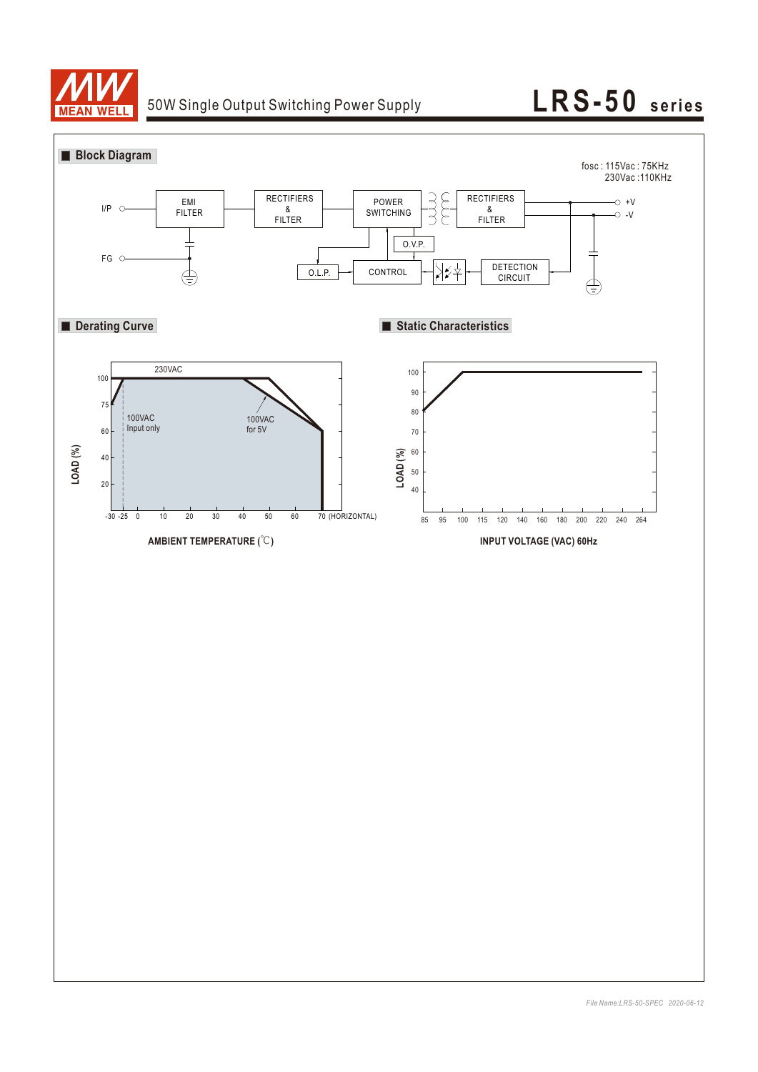## Block Diagram

fosc : 115Vac : 75KHz
230Vac :110KHz

I/P — EMI FILTER — RECTIFIERS & FILTER — POWER SWITCHING — RECTIFIERS & FILTER — +V / -V

FG

O.V.P.

O.L.P.

CONTROL

DETECTION CIRCUIT

## Derating Curve

230VAC

100VAC Input only

100VAC for 5V

LOAD (%)

-30 -25 0 10 20 30 40 50 60 70 (HORIZONTAL)

AMBIENT TEMPERATURE (℃)

## Static Characteristics

LOAD (%)

85 95 100 115 120 140 160 180 200 220 240 264

INPUT VOLTAGE (VAC) 60Hz

*File Name:LRS-50-SPEC 2020-06-12*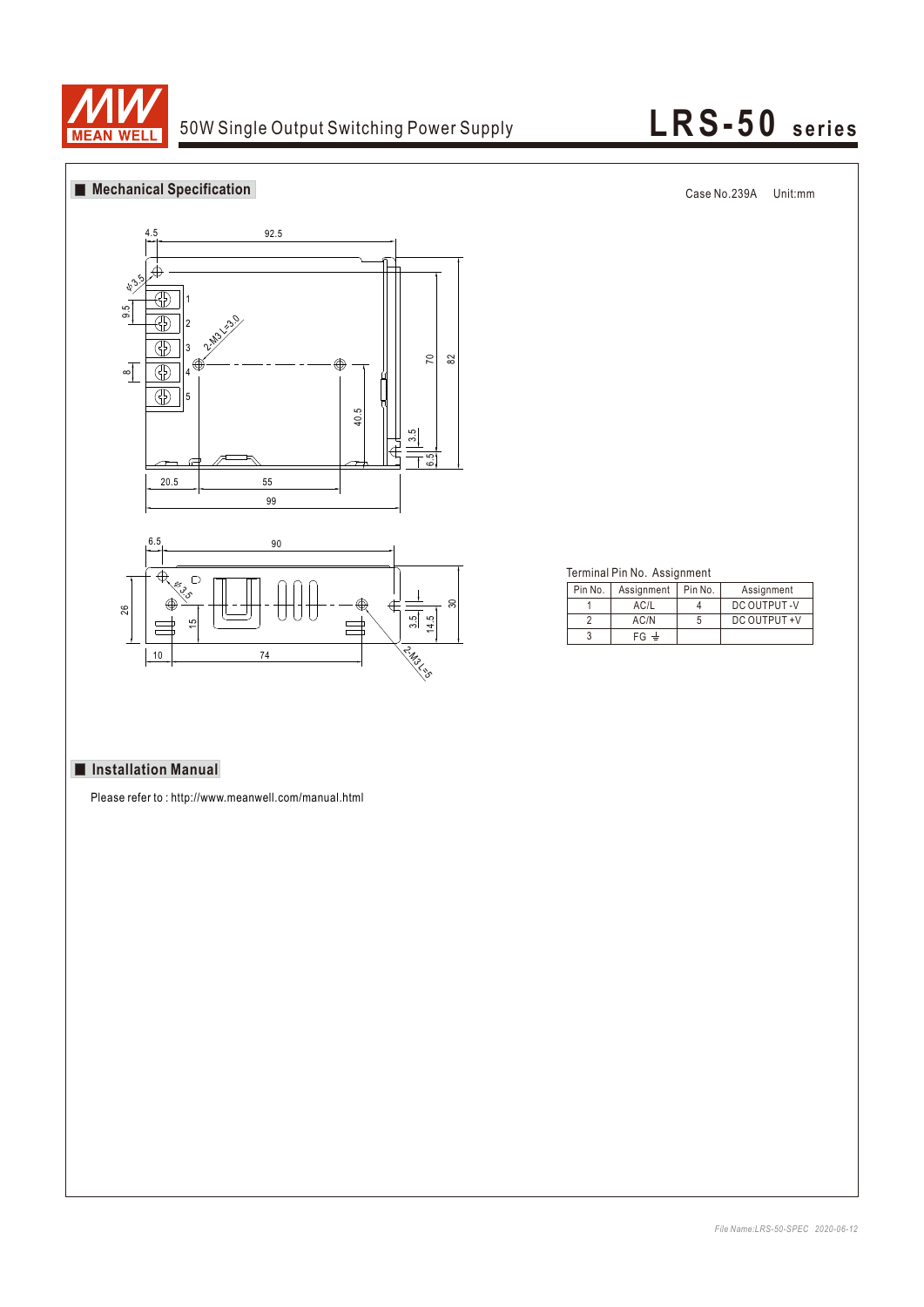## Mechanical Specification

Case No.239A Unit:mm

4.5
92.5
ϕ3.5
9.5
8
1
2
3
4
5
2-M3 L=3.0
70
82
40.5
3.5
6.5
20.5
55
99

6.5
90
ϕ3.5
26
15
10
74
3.5
14.5
30
2-M3 L=5

Terminal Pin No. Assignment

| Pin No. | Assignment | Pin No. | Assignment |
|---|---|---|---|
| 1 | AC/L | 4 | DC OUTPUT -V |
| 2 | AC/N | 5 | DC OUTPUT +V |
| 3 | FG ⏚ | | |

## Installation Manual

Please refer to : http://www.meanwell.com/manual.html